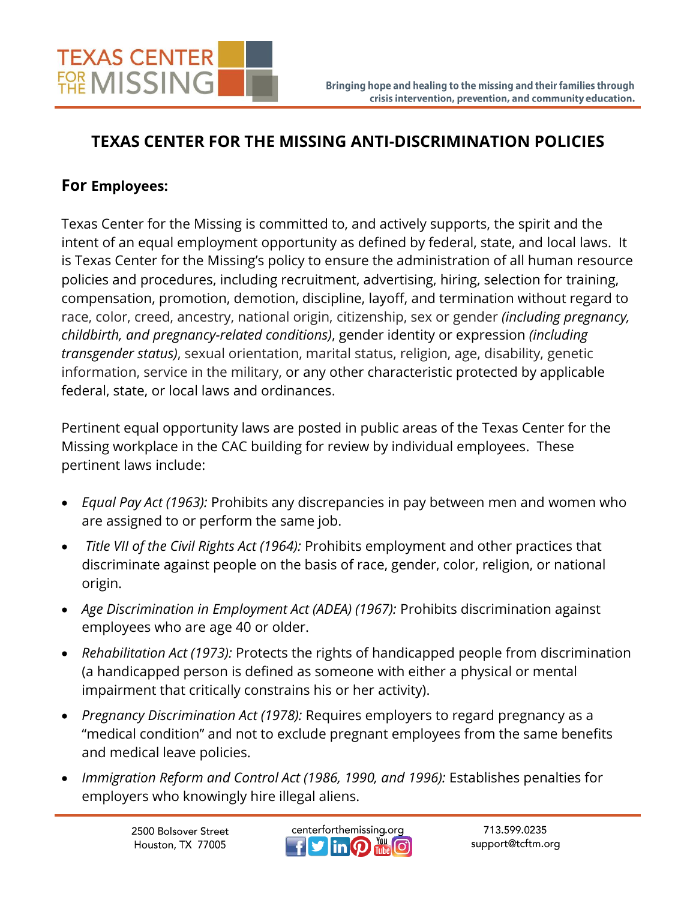# TEXAS CENTER FOR THE MISSING ANTI-DISCRIMINATION POLICIES

## For Employees:

Texas Center for the Missing is committed to, and actively supports, the spirit and the intent of an equal employment opportunity as defined by federal, state, and local laws. It is Texas Center for the Missing's policy to ensure the administration of all human resource policies and procedures, including recruitment, advertising, hiring, selection for training, compensation, promotion, demotion, discipline, layoff, and termination without regard to race, color, creed, ancestry, national origin, citizenship, sex or gender *(including pregnancy, childbirth, and pregnancy-related conditions)*, gender identity or expression *(including transgender status)*, sexual orientation, marital status, religion, age, disability, genetic information, service in the military, or any other characteristic protected by applicable federal, state, or local laws and ordinances.

Pertinent equal opportunity laws are posted in public areas of the Texas Center for the Missing workplace in the CAC building for review by individual employees. These pertinent laws include:

- *Equal Pay Act (1963):* Prohibits any discrepancies in pay between men and women who are assigned to or perform the same job.
- *Title VII of the Civil Rights Act (1964):* Prohibits employment and other practices that discriminate against people on the basis of race, gender, color, religion, or national origin.
- *Age Discrimination in Employment Act (ADEA) (1967):* Prohibits discrimination against employees who are age 40 or older.
- *Rehabilitation Act (1973):* Protects the rights of handicapped people from discrimination (a handicapped person is defined as someone with either a physical or mental impairment that critically constrains his or her activity).
- *Pregnancy Discrimination Act (1978):* Requires employers to regard pregnancy as a "medical condition" and not to exclude pregnant employees from the same benefits and medical leave policies.
- *Immigration Reform and Control Act (1986, 1990, and 1996):* Establishes penalties for employers who knowingly hire illegal aliens.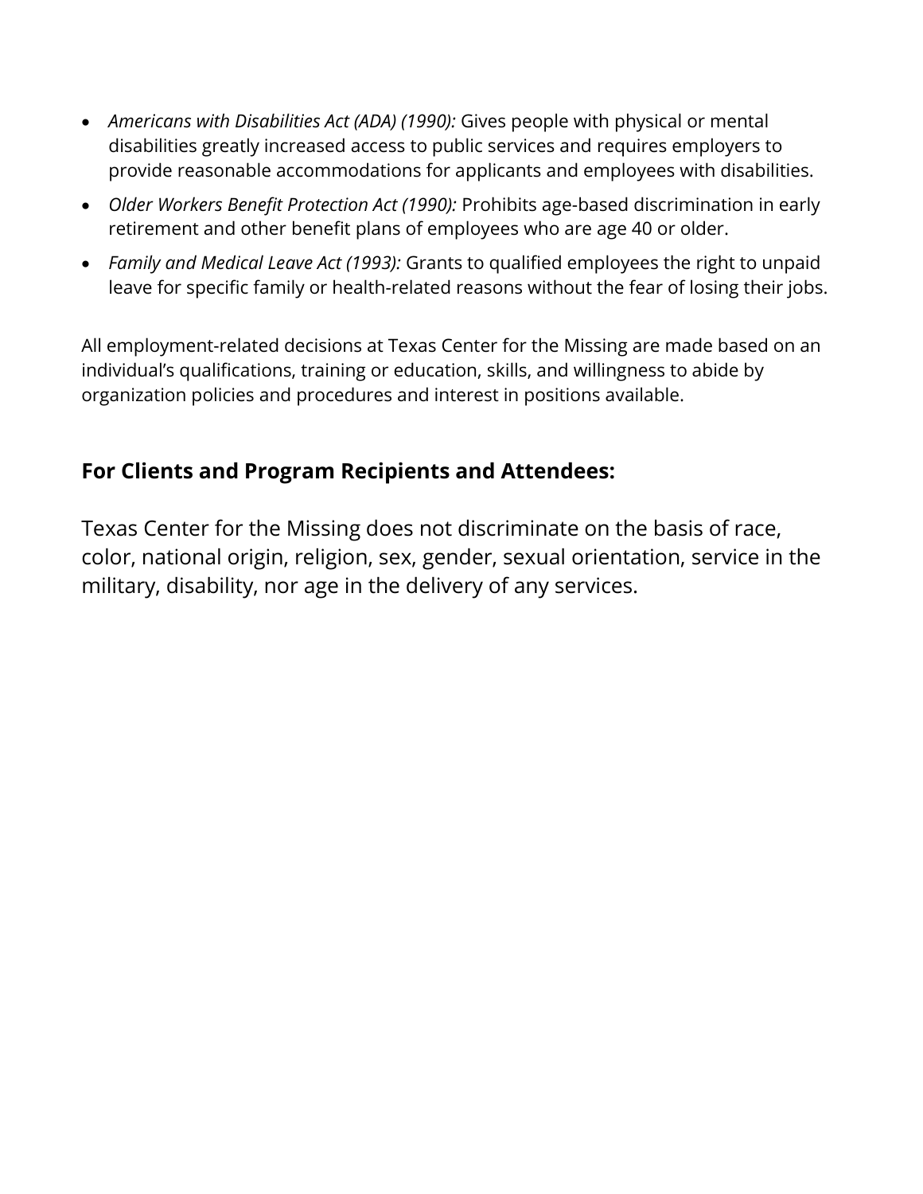- *Americans with Disabilities Act (ADA) (1990):* Gives people with physical or mental disabilities greatly increased access to public services and requires employers to provide reasonable accommodations for applicants and employees with disabilities.
- *Older Workers Benefit Protection Act (1990):* Prohibits age-based discrimination in early retirement and other benefit plans of employees who are age 40 or older.
- *Family and Medical Leave Act (1993):* Grants to qualified employees the right to unpaid leave for specific family or health-related reasons without the fear of losing their jobs.

All employment-related decisions at Texas Center for the Missing are made based on an individual's qualifications, training or education, skills, and willingness to abide by organization policies and procedures and interest in positions available.

## For Clients and Program Recipients and Attendees:

Texas Center for the Missing does not discriminate on the basis of race, color, national origin, religion, sex, gender, sexual orientation, service in the military, disability, nor age in the delivery of any services.